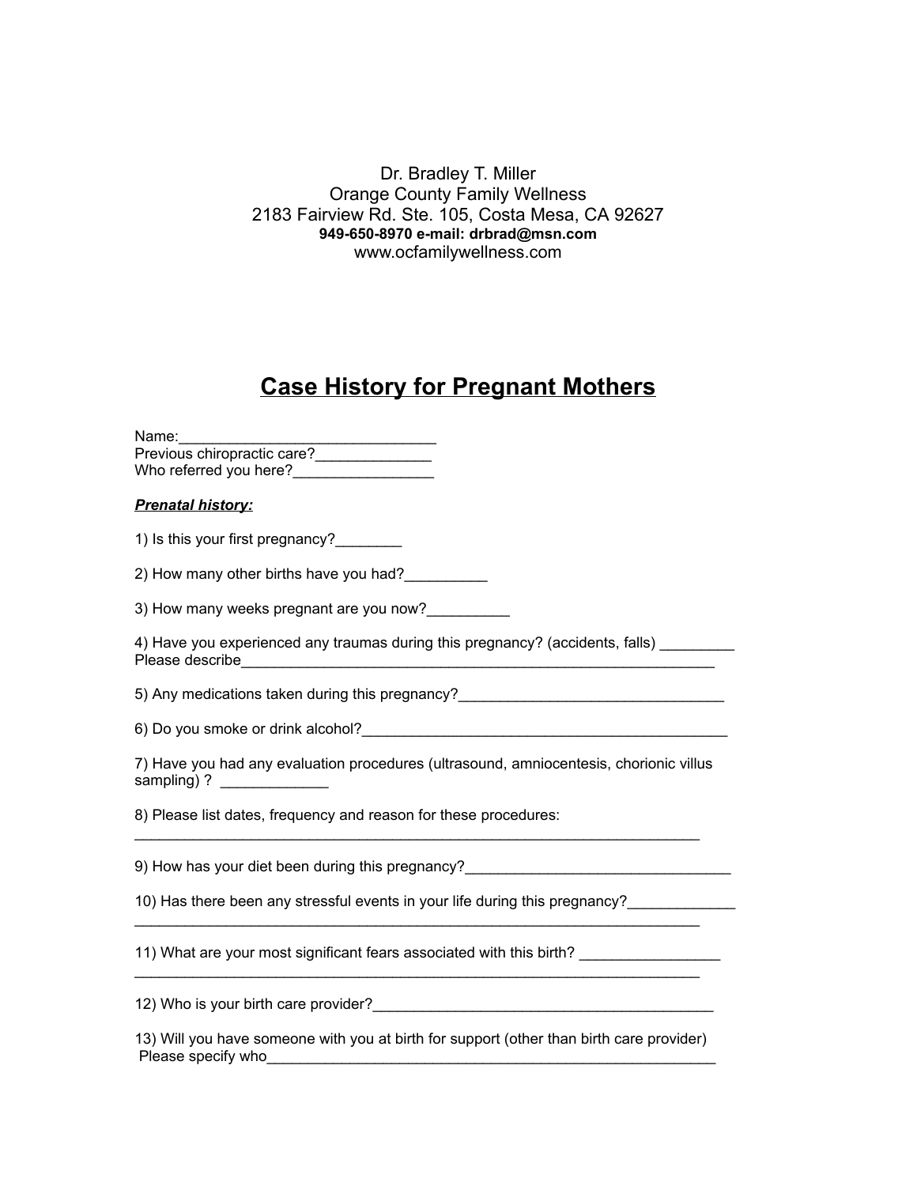Dr. Bradley T. Miller
Orange County Family Wellness
2183 Fairview Rd. Ste. 105, Costa Mesa, CA 92627
**949-650-8970 e-mail: drbrad@msn.com**
www.ocfamilywellness.com

# Case History for Pregnant Mothers

Name:_______________________________
Previous chiropractic care?______________
Who referred you here?_________________

***Prenatal history:***

1) Is this your first pregnancy?________

2) How many other births have you had?__________

3) How many weeks pregnant are you now?__________

4) Have you experienced any traumas during this pregnancy? (accidents, falls) _________
Please describe____________________________________________________________

5) Any medications taken during this pregnancy?________________________________

6) Do you smoke or drink alcohol?______________________________________________

7) Have you had any evaluation procedures (ultrasound, amniocentesis, chorionic villus sampling) ?  _____________

8) Please list dates, frequency and reason for these procedures:
_________________________________________________________________________

9) How has your diet been during this pregnancy?________________________________

10) Has there been any stressful events in your life during this pregnancy?_____________
_________________________________________________________________________

11) What are your most significant fears associated with this birth? _________________
_________________________________________________________________________

12) Who is your birth care provider?___________________________________________

13) Will you have someone with you at birth for support (other than birth care provider)
Please specify who________________________________________________________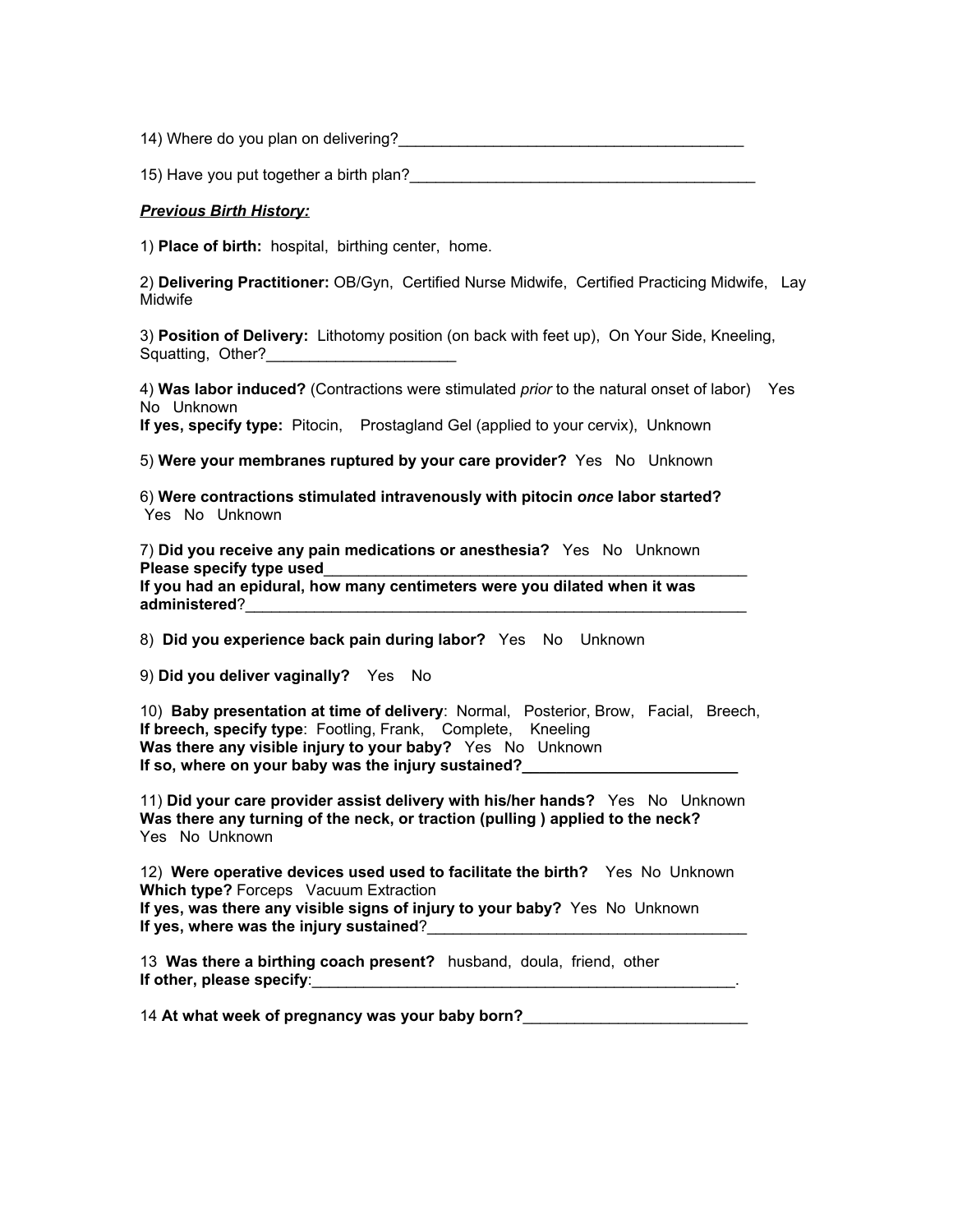14) Where do you plan on delivering?_________________________________________

15) Have you put together a birth plan?_________________________________________

***Previous Birth History:***

1) **Place of birth:** hospital, birthing center, home.

2) **Delivering Practitioner:** OB/Gyn, Certified Nurse Midwife, Certified Practicing Midwife, Lay Midwife

3) **Position of Delivery:** Lithotomy position (on back with feet up), On Your Side, Kneeling, Squatting, Other?______________________

4) **Was labor induced?** (Contractions were stimulated *prior* to the natural onset of labor) Yes No Unknown
**If yes, specify type:** Pitocin, Prostagland Gel (applied to your cervix), Unknown

5) **Were your membranes ruptured by your care provider?** Yes No Unknown

6) **Were contractions stimulated intravenously with pitocin *once* labor started?** Yes No Unknown

7) **Did you receive any pain medications or anesthesia?** Yes No Unknown
**Please specify type used**___________________________________________________
**If you had an epidural, how many centimeters were you dilated when it was administered**?____________________________________________________________

8) **Did you experience back pain during labor?** Yes No Unknown

9) **Did you deliver vaginally?** Yes No

10) **Baby presentation at time of delivery**: Normal, Posterior, Brow, Facial, Breech,
**If breech, specify type**: Footling, Frank, Complete, Kneeling
**Was there any visible injury to your baby?** Yes No Unknown
**If so, where on your baby was the injury sustained?**_________________________

11) **Did your care provider assist delivery with his/her hands?** Yes No Unknown
**Was there any turning of the neck, or traction (pulling ) applied to the neck?** Yes No Unknown

12) **Were operative devices used used to facilitate the birth?** Yes No Unknown
**Which type?** Forceps Vacuum Extraction
**If yes, was there any visible signs of injury to your baby?** Yes No Unknown
**If yes, where was the injury sustained**?______________________________________

13 **Was there a birthing coach present?** husband, doula, friend, other
**If other, please specify**:___________________________________________________.

14 **At what week of pregnancy was your baby born?**__________________________